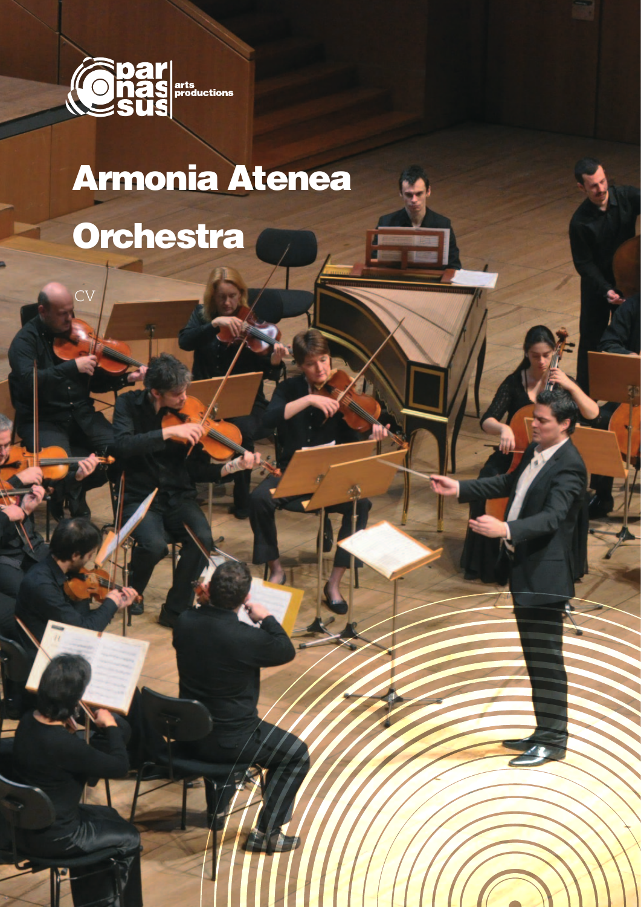parnassus arts productions

# Armonia Atenea Orchestra

CV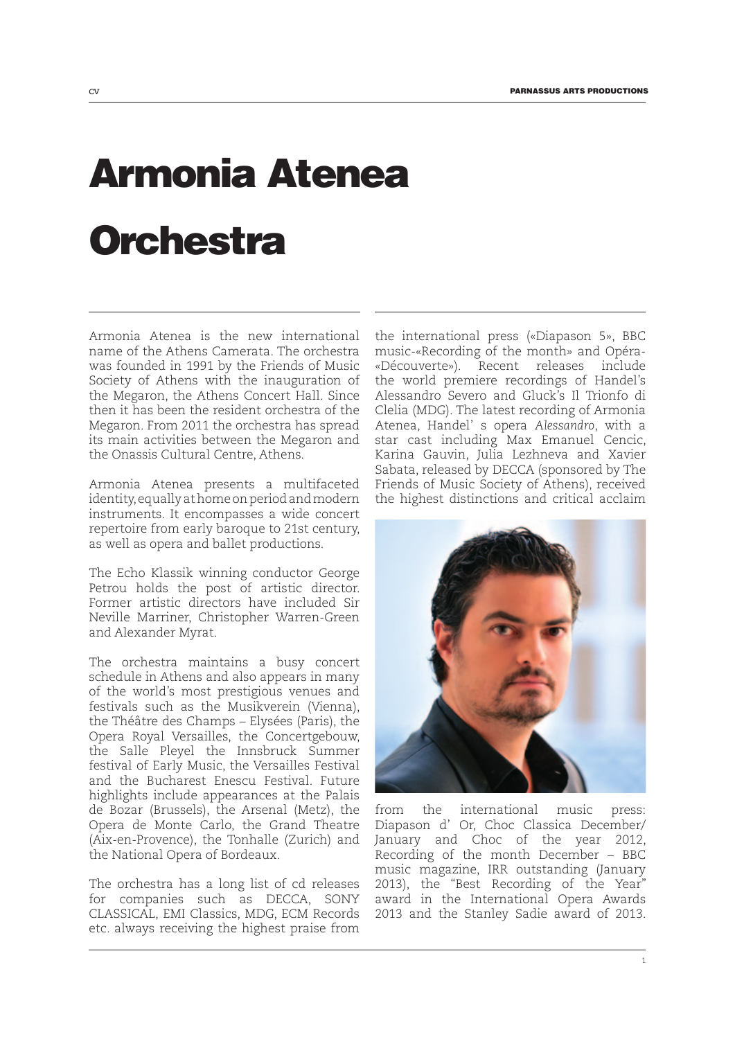# Armonia Atenea Orchestra

Armonia Atenea is the new international name of the Athens Camerata. The orchestra was founded in 1991 by the Friends of Music Society of Athens with the inauguration of the Megaron, the Athens Concert Hall. Since then it has been the resident orchestra of the Megaron. From 2011 the orchestra has spread its main activities between the Megaron and the Onassis Cultural Centre, Athens.

Armonia Atenea presents a multifaceted identity, equally at home on period and modern instruments. It encompasses a wide concert repertoire from early baroque to 21st century, as well as opera and ballet productions.

The Echo Klassik winning conductor George Petrou holds the post of artistic director. Former artistic directors have included Sir Neville Marriner, Christopher Warren-Green and Alexander Myrat.

The orchestra maintains a busy concert schedule in Athens and also appears in many of the world's most prestigious venues and festivals such as the Musikverein (Vienna), the Théâtre des Champs – Elysées (Paris), the Opera Royal Versailles, the Concertgebouw, the Salle Pleyel the Innsbruck Summer festival of Early Music, the Versailles Festival and the Bucharest Enescu Festival. Future highlights include appearances at the Palais de Bozar (Brussels), the Arsenal (Metz), the Opera de Monte Carlo, the Grand Theatre (Aix-en-Provence), the Tonhalle (Zurich) and the National Opera of Bordeaux.

The orchestra has a long list of cd releases for companies such as DECCA, SONY CLASSICAL, EMI Classics, MDG, ECM Records etc. always receiving the highest praise from the international press («Diapason 5», BBC music-«Recording of the month» and Opéra-«Découverte»). Recent releases include the world premiere recordings of Handel's Alessandro Severo and Gluck's Il Trionfo di Clelia (MDG). The latest recording of Armonia Atenea, Handel' s opera *Alessandro*, with a star cast including Max Emanuel Cencic, Karina Gauvin, Julia Lezhneva and Xavier Sabata, released by DECCA (sponsored by The Friends of Music Society of Athens), received the highest distinctions and critical acclaim from the international music press: Diapason d' Or, Choc Classica December/ January and Choc of the year 2012, Recording of the month December – BBC music magazine, IRR outstanding (January 2013), the "Best Recording of the Year" award in the International Opera Awards 2013 and the Stanley Sadie award of 2013.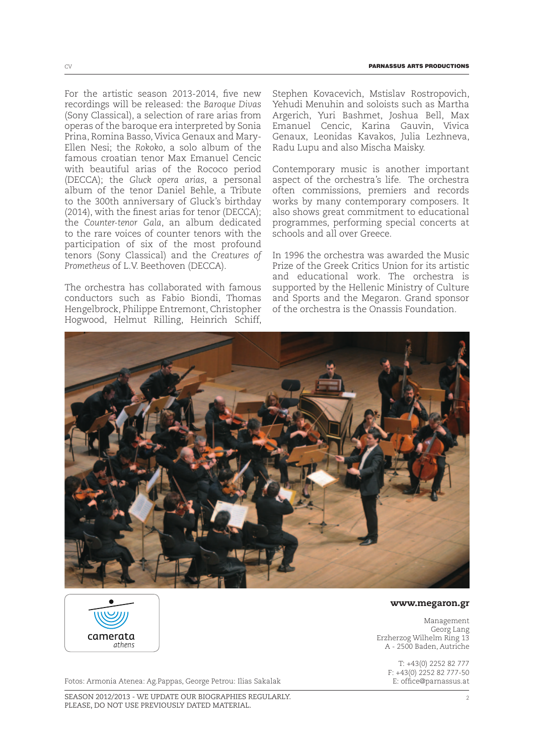For the artistic season 2013-2014, five new recordings will be released: the *Baroque Divas* (Sony Classical), a selection of rare arias from operas of the baroque era interpreted by Sonia Prina, Romina Basso, Vivica Genaux and Mary-Ellen Nesi; the *Rokoko*, a solo album of the famous croatian tenor Max Emanuel Cencic with beautiful arias of the Rococo period (DECCA); the *Gluck opera arias*, a personal album of the tenor Daniel Behle, a Tribute to the 300th anniversary of Gluck's birthday (2014), with the finest arias for tenor (DECCA); the *Counter-tenor Gala*, an album dedicated to the rare voices of counter tenors with the participation of six of the most profound tenors (Sony Classical) and the *Creatures of Prometheus* of L.V. Beethoven (DECCA).

The orchestra has collaborated with famous conductors such as Fabio Biondi, Thomas Hengelbrock, Philippe Entremont, Christopher Hogwood, Helmut Rilling, Heinrich Schiff, Stephen Kovacevich, Mstislav Rostropovich, Yehudi Menuhin and soloists such as Martha Argerich, Yuri Bashmet, Joshua Bell, Max Emanuel Cencic, Karina Gauvin, Vivica Genaux, Leonidas Kavakos, Julia Lezhneva, Radu Lupu and also Mischa Maisky.

Contemporary music is another important aspect of the orchestra's life. The orchestra often commissions, premiers and records works by many contemporary composers. It also shows great commitment to educational programmes, performing special concerts at schools and all over Greece.

In 1996 the orchestra was awarded the Music Prize of the Greek Critics Union for its artistic and educational work. The orchestra is supported by the Hellenic Ministry of Culture and Sports and the Megaron. Grand sponsor of the orchestra is the Onassis Foundation.

camerata
athens

**www.megaron.gr**

Management
Georg Lang
Erzherzog Wilhelm Ring 13
A - 2500 Baden, Autriche

T: +43(0) 2252 82 777
F: +43(0) 2252 82 777-50
E: office@parnassus.at

Fotos: Armonia Atenea: Ag.Pappas, George Petrou: Ilias Sakalak

SEASON 2012/2013 - WE UPDATE OUR BIOGRAPHIES REGULARLY.
PLEASE, DO NOT USE PREVIOUSLY DATED MATERIAL.